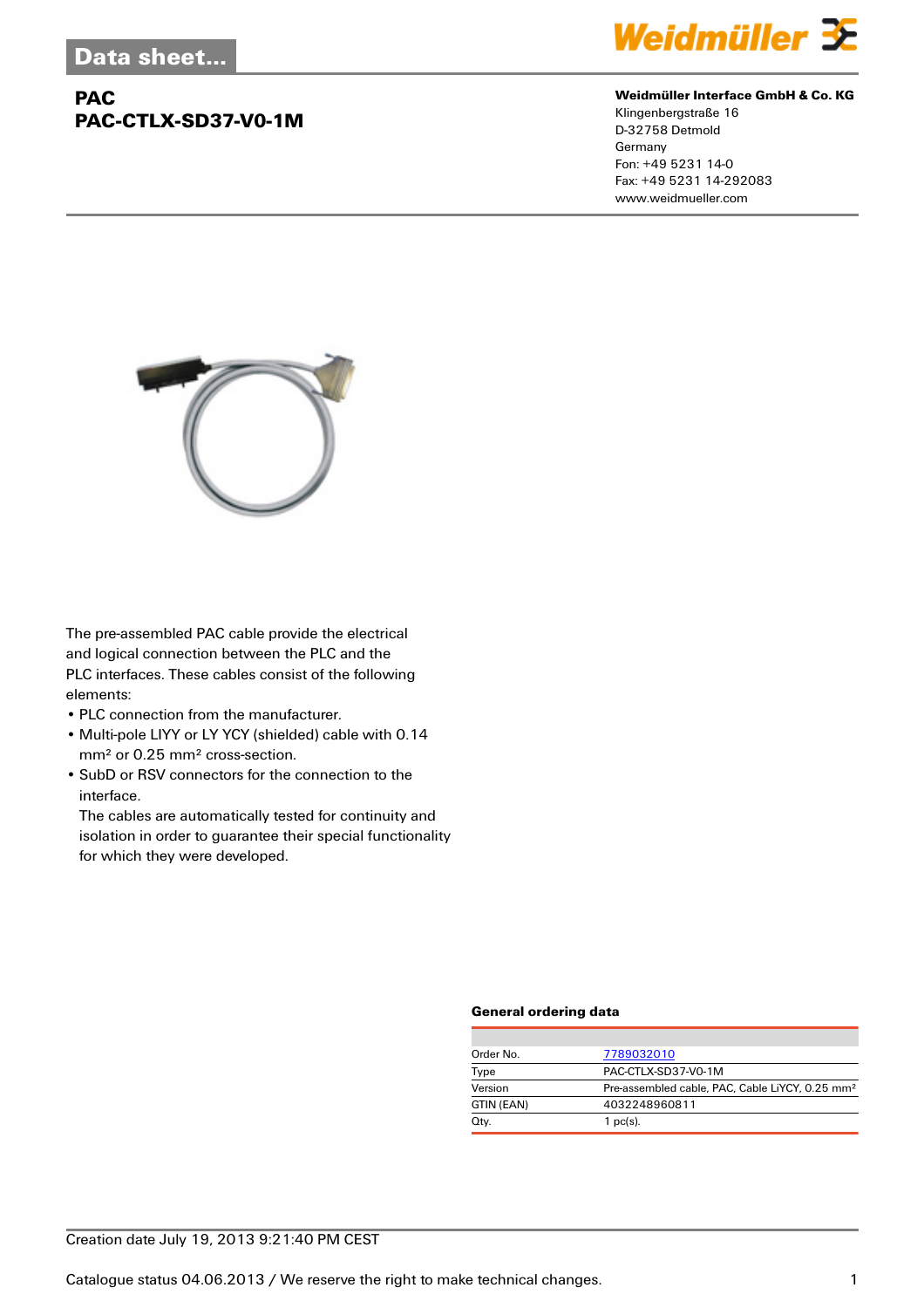Data sheet...

# PAC
# PAC-CTLX-SD37-V0-1M

**Weidmüller Interface GmbH & Co. KG**
Klingenbergstraße 16
D-32758 Detmold
Germany
Fon: +49 5231 14-0
Fax: +49 5231 14-292083
www.weidmueller.com

The pre-assembled PAC cable provide the electrical and logical connection between the PLC and the PLC interfaces. These cables consist of the following elements:

- PLC connection from the manufacturer.
- Multi-pole LIYY or LY YCY (shielded) cable with 0.14 mm² or 0.25 mm² cross-section.
- SubD or RSV connectors for the connection to the interface.
  The cables are automatically tested for continuity and isolation in order to guarantee their special functionality for which they were developed.

### General ordering data

| | |
|---|---|
| Order No. | 7789032010 |
| Type | PAC-CTLX-SD37-V0-1M |
| Version | Pre-assembled cable, PAC, Cable LiYCY, 0.25 mm² |
| GTIN (EAN) | 4032248960811 |
| Qty. | 1 pc(s). |

Creation date July 19, 2013 9:21:40 PM CEST

Catalogue status 04.06.2013 / We reserve the right to make technical changes.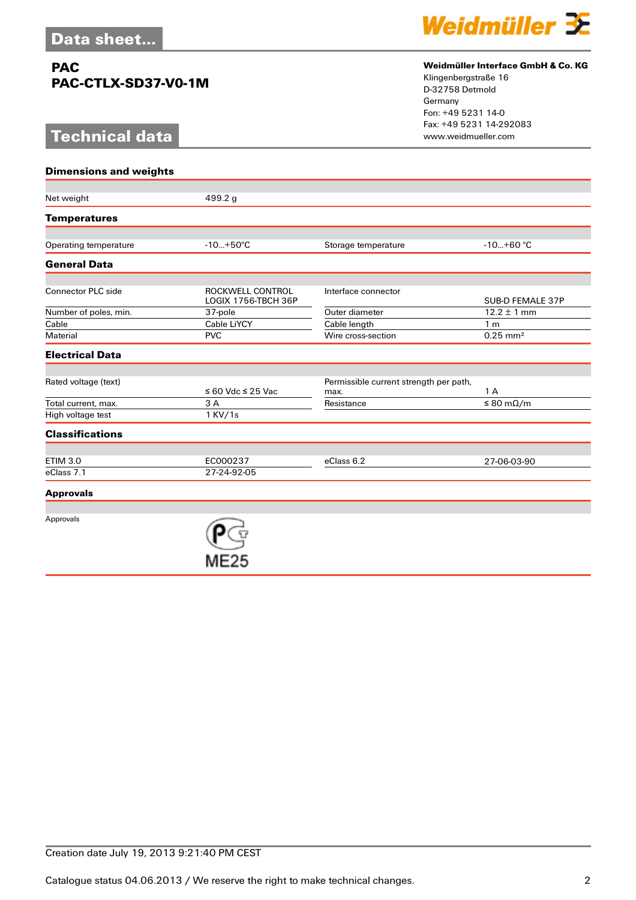# Data sheet...

## PAC
## PAC-CTLX-SD37-V0-1M

**Weidmüller Interface GmbH & Co. KG**
Klingenbergstraße 16
D-32758 Detmold
Germany
Fon: +49 5231 14-0
Fax: +49 5231 14-292083
www.weidmueller.com

# Technical data

### Dimensions and weights

| | | | |
|---|---|---|---|
| Net weight | 499.2 g | | |

### Temperatures

| | | | |
|---|---|---|---|
| Operating temperature | -10...+50°C | Storage temperature | -10...+60 °C |

### General Data

| | | | |
|---|---|---|---|
| Connector PLC side | ROCKWELL CONTROL LOGIX 1756-TBCH 36P | Interface connector | SUB-D FEMALE 37P |
| Number of poles, min. | 37-pole | Outer diameter | 12.2 ± 1 mm |
| Cable | Cable LiYCY | Cable length | 1 m |
| Material | PVC | Wire cross-section | 0.25 mm² |

### Electrical Data

| | | | |
|---|---|---|---|
| Rated voltage (text) | ≤ 60 Vdc ≤ 25 Vac | Permissible current strength per path, max. | 1 A |
| Total current, max. | 3 A | Resistance | ≤ 80 mΩ/m |
| High voltage test | 1 KV/1s | | |

### Classifications

| | | | |
|---|---|---|---|
| ETIM 3.0 | EC000237 | eClass 6.2 | 27-06-03-90 |
| eClass 7.1 | 27-24-92-05 | | |

### Approvals

Approvals

ME25

Creation date July 19, 2013 9:21:40 PM CEST

Catalogue status 04.06.2013 / We reserve the right to make technical changes.